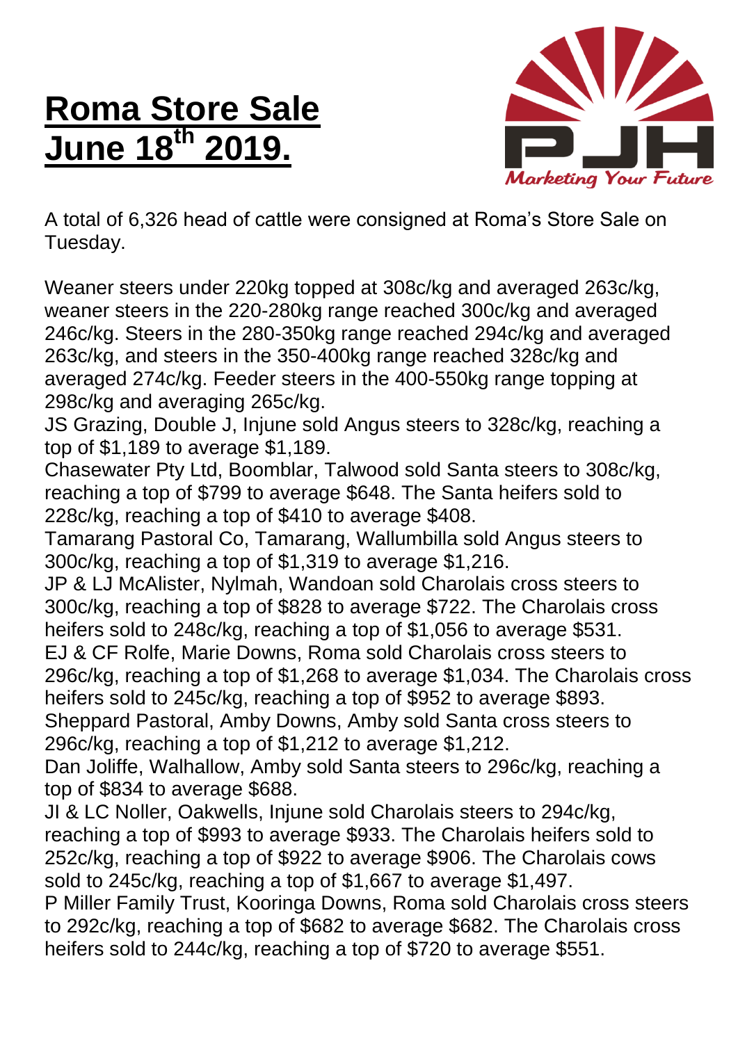# Roma Store Sale June 18th 2019.

A total of 6,326 head of cattle were consigned at Roma's Store Sale on Tuesday.

Weaner steers under 220kg topped at 308c/kg and averaged 263c/kg, weaner steers in the 220-280kg range reached 300c/kg and averaged 246c/kg. Steers in the 280-350kg range reached 294c/kg and averaged 263c/kg, and steers in the 350-400kg range reached 328c/kg and averaged 274c/kg. Feeder steers in the 400-550kg range topping at 298c/kg and averaging 265c/kg.

JS Grazing, Double J, Injune sold Angus steers to 328c/kg, reaching a top of $1,189 to average $1,189.

Chasewater Pty Ltd, Boomblar, Talwood sold Santa steers to 308c/kg, reaching a top of $799 to average $648. The Santa heifers sold to 228c/kg, reaching a top of $410 to average $408.

Tamarang Pastoral Co, Tamarang, Wallumbilla sold Angus steers to 300c/kg, reaching a top of $1,319 to average $1,216.

JP & LJ McAlister, Nylmah, Wandoan sold Charolais cross steers to 300c/kg, reaching a top of $828 to average $722. The Charolais cross heifers sold to 248c/kg, reaching a top of $1,056 to average $531.

EJ & CF Rolfe, Marie Downs, Roma sold Charolais cross steers to 296c/kg, reaching a top of $1,268 to average $1,034. The Charolais cross heifers sold to 245c/kg, reaching a top of $952 to average $893.

Sheppard Pastoral, Amby Downs, Amby sold Santa cross steers to 296c/kg, reaching a top of $1,212 to average $1,212.

Dan Joliffe, Walhallow, Amby sold Santa steers to 296c/kg, reaching a top of $834 to average $688.

JI & LC Noller, Oakwells, Injune sold Charolais steers to 294c/kg, reaching a top of $993 to average $933. The Charolais heifers sold to 252c/kg, reaching a top of $922 to average $906. The Charolais cows sold to 245c/kg, reaching a top of $1,667 to average $1,497.

P Miller Family Trust, Kooringa Downs, Roma sold Charolais cross steers to 292c/kg, reaching a top of $682 to average $682. The Charolais cross heifers sold to 244c/kg, reaching a top of $720 to average $551.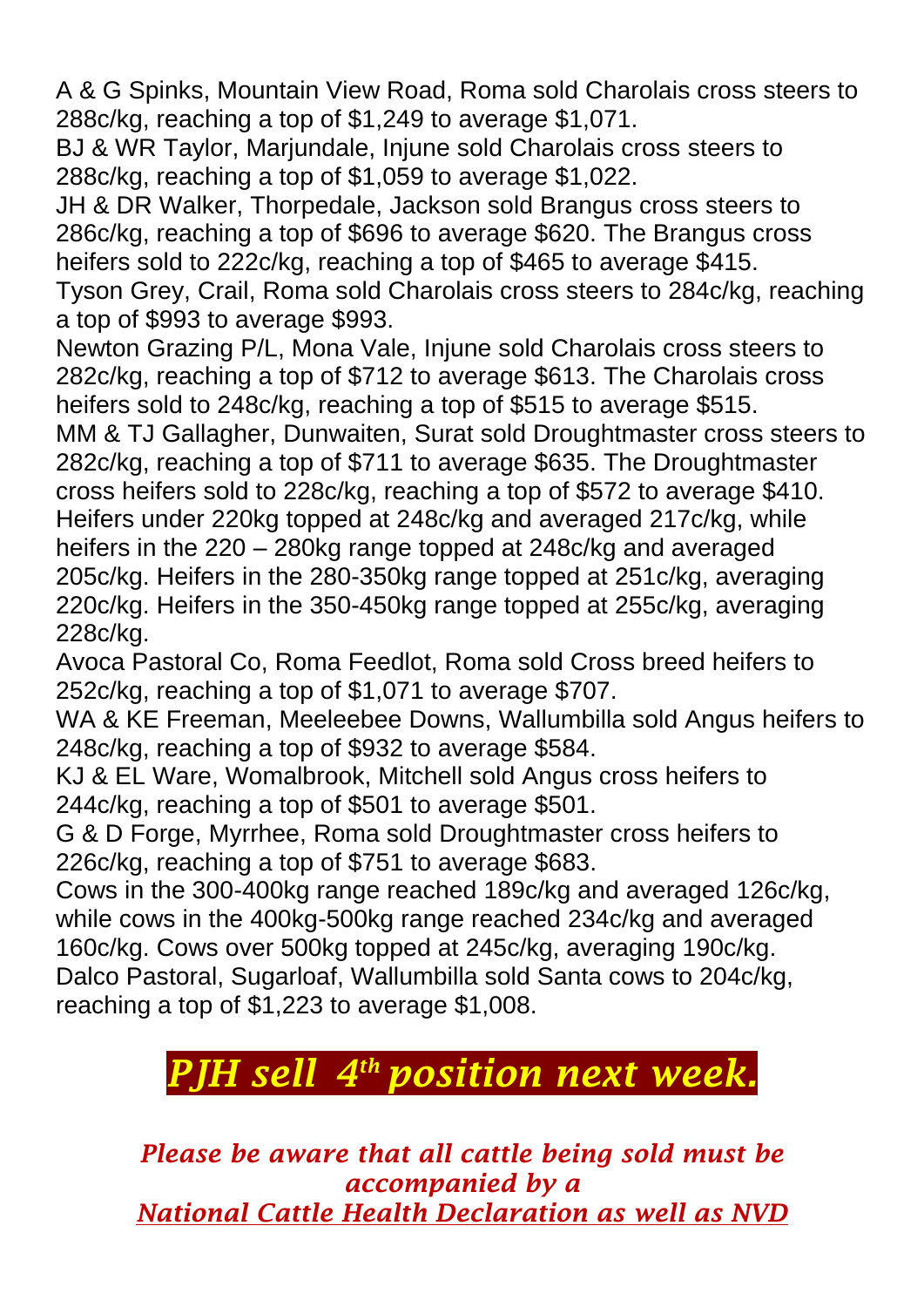A & G Spinks, Mountain View Road, Roma sold Charolais cross steers to 288c/kg, reaching a top of $1,249 to average $1,071.

BJ & WR Taylor, Marjundale, Injune sold Charolais cross steers to 288c/kg, reaching a top of $1,059 to average $1,022.

JH & DR Walker, Thorpedale, Jackson sold Brangus cross steers to 286c/kg, reaching a top of $696 to average $620. The Brangus cross heifers sold to 222c/kg, reaching a top of $465 to average $415.

Tyson Grey, Crail, Roma sold Charolais cross steers to 284c/kg, reaching a top of $993 to average $993.

Newton Grazing P/L, Mona Vale, Injune sold Charolais cross steers to 282c/kg, reaching a top of $712 to average $613. The Charolais cross heifers sold to 248c/kg, reaching a top of $515 to average $515.

MM & TJ Gallagher, Dunwaiten, Surat sold Droughtmaster cross steers to 282c/kg, reaching a top of $711 to average $635. The Droughtmaster cross heifers sold to 228c/kg, reaching a top of $572 to average $410.

Heifers under 220kg topped at 248c/kg and averaged 217c/kg, while heifers in the 220 – 280kg range topped at 248c/kg and averaged 205c/kg. Heifers in the 280-350kg range topped at 251c/kg, averaging 220c/kg. Heifers in the 350-450kg range topped at 255c/kg, averaging 228c/kg.

Avoca Pastoral Co, Roma Feedlot, Roma sold Cross breed heifers to 252c/kg, reaching a top of $1,071 to average $707.

WA & KE Freeman, Meeleebee Downs, Wallumbilla sold Angus heifers to 248c/kg, reaching a top of $932 to average $584.

KJ & EL Ware, Womalbrook, Mitchell sold Angus cross heifers to 244c/kg, reaching a top of $501 to average $501.

G & D Forge, Myrrhee, Roma sold Droughtmaster cross heifers to 226c/kg, reaching a top of $751 to average $683.

Cows in the 300-400kg range reached 189c/kg and averaged 126c/kg, while cows in the 400kg-500kg range reached 234c/kg and averaged 160c/kg. Cows over 500kg topped at 245c/kg, averaging 190c/kg.

Dalco Pastoral, Sugarloaf, Wallumbilla sold Santa cows to 204c/kg, reaching a top of $1,223 to average $1,008.

## *PJH sell 4th position next week.*

*Please be aware that all cattle being sold must be accompanied by a*
*National Cattle Health Declaration as well as NVD*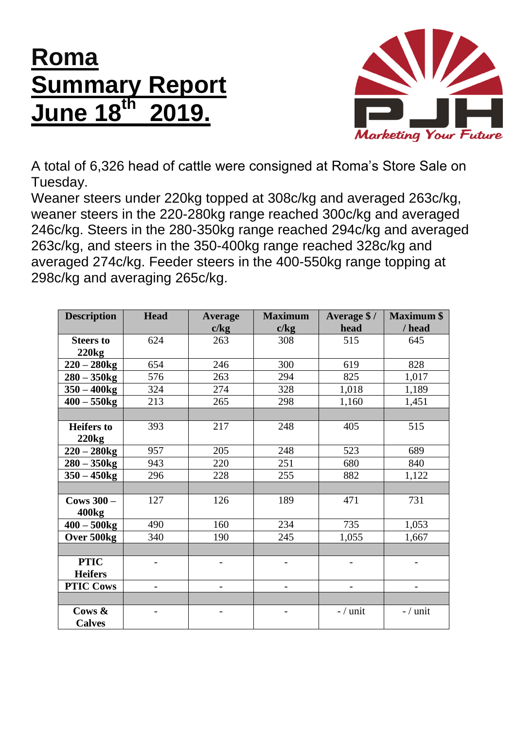# Roma Summary Report June 18th 2019.

Marketing Your Future

A total of 6,326 head of cattle were consigned at Roma's Store Sale on Tuesday.

Weaner steers under 220kg topped at 308c/kg and averaged 263c/kg, weaner steers in the 220-280kg range reached 300c/kg and averaged 246c/kg. Steers in the 280-350kg range reached 294c/kg and averaged 263c/kg, and steers in the 350-400kg range reached 328c/kg and averaged 274c/kg. Feeder steers in the 400-550kg range topping at 298c/kg and averaging 265c/kg.

| Description | Head | Average c/kg | Maximum c/kg | Average $ / head | Maximum $ / head |
|---|---|---|---|---|---|
| **Steers to 220kg** | 624 | 263 | 308 | 515 | 645 |
| **220 – 280kg** | 654 | 246 | 300 | 619 | 828 |
| **280 – 350kg** | 576 | 263 | 294 | 825 | 1,017 |
| **350 – 400kg** | 324 | 274 | 328 | 1,018 | 1,189 |
| **400 – 550kg** | 213 | 265 | 298 | 1,160 | 1,451 |
| | | | | | |
| **Heifers to 220kg** | 393 | 217 | 248 | 405 | 515 |
| **220 – 280kg** | 957 | 205 | 248 | 523 | 689 |
| **280 – 350kg** | 943 | 220 | 251 | 680 | 840 |
| **350 – 450kg** | 296 | 228 | 255 | 882 | 1,122 |
| | | | | | |
| **Cows 300 – 400kg** | 127 | 126 | 189 | 471 | 731 |
| **400 – 500kg** | 490 | 160 | 234 | 735 | 1,053 |
| **Over 500kg** | 340 | 190 | 245 | 1,055 | 1,667 |
| | | | | | |
| **PTIC Heifers** | - | - | - | - | - |
| **PTIC Cows** | - | - | - | - | - |
| | | | | | |
| **Cows & Calves** | - | - | - | - / unit | - / unit |